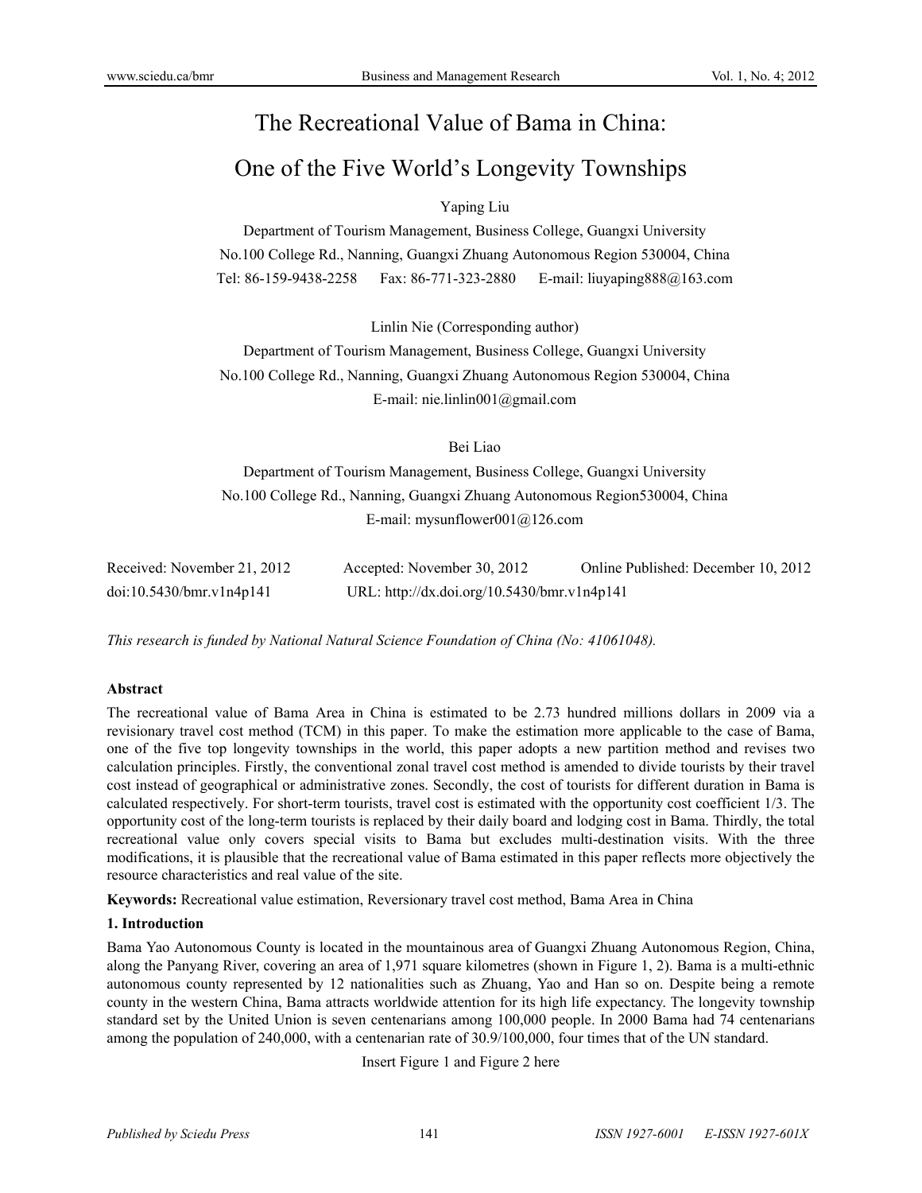# The Recreational Value of Bama in China: One of the Five World's Longevity Townships

Yaping Liu

Department of Tourism Management, Business College, Guangxi University

No.100 College Rd., Nanning, Guangxi Zhuang Autonomous Region 530004, China

Tel: 86-159-9438-2258 Fax: 86-771-323-2880 E-mail: liuyaping888@163.com

Linlin Nie (Corresponding author)

Department of Tourism Management, Business College, Guangxi University

No.100 College Rd., Nanning, Guangxi Zhuang Autonomous Region 530004, China

E-mail: nie.linlin001@gmail.com

Bei Liao

Department of Tourism Management, Business College, Guangxi University

No.100 College Rd., Nanning, Guangxi Zhuang Autonomous Region530004, China

E-mail: mysunflower001@126.com

Received: November 21, 2012 Accepted: November 30, 2012 Online Published: December 10, 2012

doi:10.5430/bmr.v1n4p141 URL: http://dx.doi.org/10.5430/bmr.v1n4p141

*This research is funded by National Natural Science Foundation of China (No: 41061048).*

**Abstract**

The recreational value of Bama Area in China is estimated to be 2.73 hundred millions dollars in 2009 via a revisionary travel cost method (TCM) in this paper. To make the estimation more applicable to the case of Bama, one of the five top longevity townships in the world, this paper adopts a new partition method and revises two calculation principles. Firstly, the conventional zonal travel cost method is amended to divide tourists by their travel cost instead of geographical or administrative zones. Secondly, the cost of tourists for different duration in Bama is calculated respectively. For short-term tourists, travel cost is estimated with the opportunity cost coefficient 1/3. The opportunity cost of the long-term tourists is replaced by their daily board and lodging cost in Bama. Thirdly, the total recreational value only covers special visits to Bama but excludes multi-destination visits. With the three modifications, it is plausible that the recreational value of Bama estimated in this paper reflects more objectively the resource characteristics and real value of the site.

**Keywords:** Recreational value estimation, Reversionary travel cost method, Bama Area in China

## 1. Introduction

Bama Yao Autonomous County is located in the mountainous area of Guangxi Zhuang Autonomous Region, China, along the Panyang River, covering an area of 1,971 square kilometres (shown in Figure 1, 2). Bama is a multi-ethnic autonomous county represented by 12 nationalities such as Zhuang, Yao and Han so on. Despite being a remote county in the western China, Bama attracts worldwide attention for its high life expectancy. The longevity township standard set by the United Union is seven centenarians among 100,000 people. In 2000 Bama had 74 centenarians among the population of 240,000, with a centenarian rate of 30.9/100,000, four times that of the UN standard.

Insert Figure 1 and Figure 2 here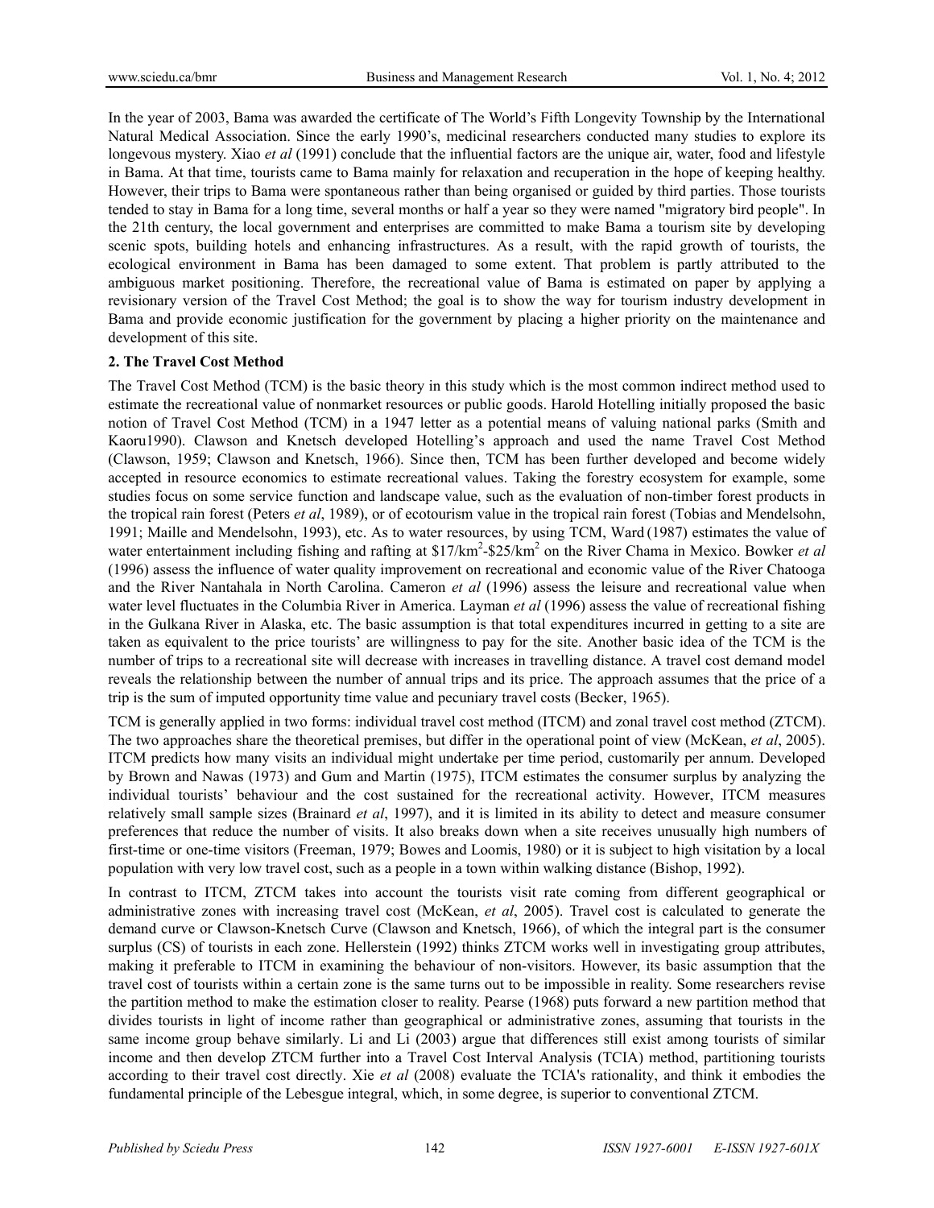In the year of 2003, Bama was awarded the certificate of The World's Fifth Longevity Township by the International Natural Medical Association. Since the early 1990's, medicinal researchers conducted many studies to explore its longevous mystery. Xiao *et al* (1991) conclude that the influential factors are the unique air, water, food and lifestyle in Bama. At that time, tourists came to Bama mainly for relaxation and recuperation in the hope of keeping healthy. However, their trips to Bama were spontaneous rather than being organised or guided by third parties. Those tourists tended to stay in Bama for a long time, several months or half a year so they were named "migratory bird people". In the 21th century, the local government and enterprises are committed to make Bama a tourism site by developing scenic spots, building hotels and enhancing infrastructures. As a result, with the rapid growth of tourists, the ecological environment in Bama has been damaged to some extent. That problem is partly attributed to the ambiguous market positioning. Therefore, the recreational value of Bama is estimated on paper by applying a revisionary version of the Travel Cost Method; the goal is to show the way for tourism industry development in Bama and provide economic justification for the government by placing a higher priority on the maintenance and development of this site.

## 2. The Travel Cost Method

The Travel Cost Method (TCM) is the basic theory in this study which is the most common indirect method used to estimate the recreational value of nonmarket resources or public goods. Harold Hotelling initially proposed the basic notion of Travel Cost Method (TCM) in a 1947 letter as a potential means of valuing national parks (Smith and Kaoru1990). Clawson and Knetsch developed Hotelling's approach and used the name Travel Cost Method (Clawson, 1959; Clawson and Knetsch, 1966). Since then, TCM has been further developed and become widely accepted in resource economics to estimate recreational values. Taking the forestry ecosystem for example, some studies focus on some service function and landscape value, such as the evaluation of non-timber forest products in the tropical rain forest (Peters *et al*, 1989), or of ecotourism value in the tropical rain forest (Tobias and Mendelsohn, 1991; Maille and Mendelsohn, 1993), etc. As to water resources, by using TCM, Ward (1987) estimates the value of water entertainment including fishing and rafting at \$17/km$^2$-\$25/km$^2$ on the River Chama in Mexico. Bowker *et al* (1996) assess the influence of water quality improvement on recreational and economic value of the River Chatooga and the River Nantahala in North Carolina. Cameron *et al* (1996) assess the leisure and recreational value when water level fluctuates in the Columbia River in America. Layman *et al* (1996) assess the value of recreational fishing in the Gulkana River in Alaska, etc. The basic assumption is that total expenditures incurred in getting to a site are taken as equivalent to the price tourists' are willingness to pay for the site. Another basic idea of the TCM is the number of trips to a recreational site will decrease with increases in travelling distance. A travel cost demand model reveals the relationship between the number of annual trips and its price. The approach assumes that the price of a trip is the sum of imputed opportunity time value and pecuniary travel costs (Becker, 1965).

TCM is generally applied in two forms: individual travel cost method (ITCM) and zonal travel cost method (ZTCM). The two approaches share the theoretical premises, but differ in the operational point of view (McKean, *et al*, 2005). ITCM predicts how many visits an individual might undertake per time period, customarily per annum. Developed by Brown and Nawas (1973) and Gum and Martin (1975), ITCM estimates the consumer surplus by analyzing the individual tourists' behaviour and the cost sustained for the recreational activity. However, ITCM measures relatively small sample sizes (Brainard *et al*, 1997), and it is limited in its ability to detect and measure consumer preferences that reduce the number of visits. It also breaks down when a site receives unusually high numbers of first-time or one-time visitors (Freeman, 1979; Bowes and Loomis, 1980) or it is subject to high visitation by a local population with very low travel cost, such as a people in a town within walking distance (Bishop, 1992).

In contrast to ITCM, ZTCM takes into account the tourists visit rate coming from different geographical or administrative zones with increasing travel cost (McKean, *et al*, 2005). Travel cost is calculated to generate the demand curve or Clawson-Knetsch Curve (Clawson and Knetsch, 1966), of which the integral part is the consumer surplus (CS) of tourists in each zone. Hellerstein (1992) thinks ZTCM works well in investigating group attributes, making it preferable to ITCM in examining the behaviour of non-visitors. However, its basic assumption that the travel cost of tourists within a certain zone is the same turns out to be impossible in reality. Some researchers revise the partition method to make the estimation closer to reality. Pearse (1968) puts forward a new partition method that divides tourists in light of income rather than geographical or administrative zones, assuming that tourists in the same income group behave similarly. Li and Li (2003) argue that differences still exist among tourists of similar income and then develop ZTCM further into a Travel Cost Interval Analysis (TCIA) method, partitioning tourists according to their travel cost directly. Xie *et al* (2008) evaluate the TCIA's rationality, and think it embodies the fundamental principle of the Lebesgue integral, which, in some degree, is superior to conventional ZTCM.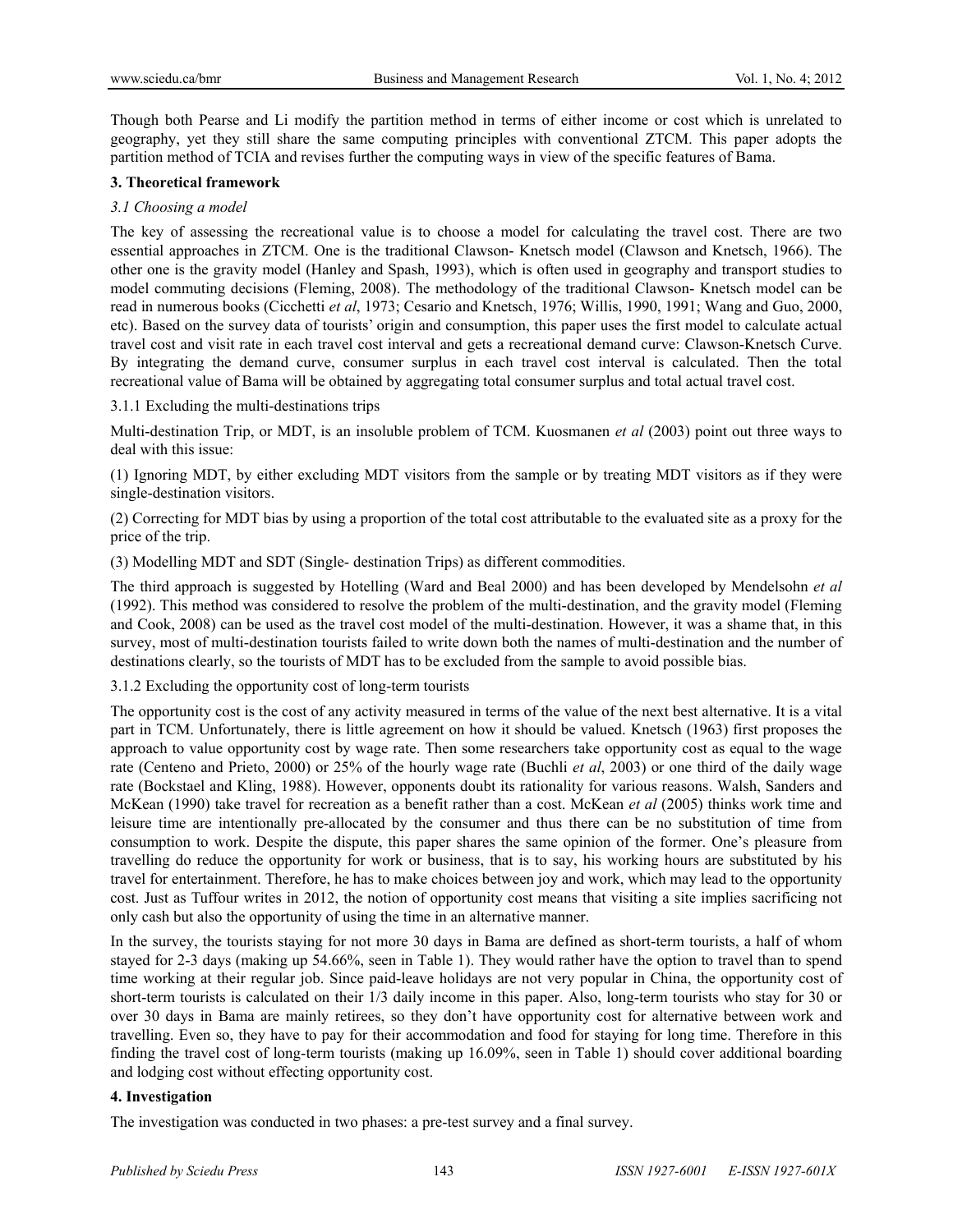Though both Pearse and Li modify the partition method in terms of either income or cost which is unrelated to geography, yet they still share the same computing principles with conventional ZTCM. This paper adopts the partition method of TCIA and revises further the computing ways in view of the specific features of Bama.

## 3. Theoretical framework

### *3.1 Choosing a model*

The key of assessing the recreational value is to choose a model for calculating the travel cost. There are two essential approaches in ZTCM. One is the traditional Clawson- Knetsch model (Clawson and Knetsch, 1966). The other one is the gravity model (Hanley and Spash, 1993), which is often used in geography and transport studies to model commuting decisions (Fleming, 2008). The methodology of the traditional Clawson- Knetsch model can be read in numerous books (Cicchetti *et al*, 1973; Cesario and Knetsch, 1976; Willis, 1990, 1991; Wang and Guo, 2000, etc). Based on the survey data of tourists' origin and consumption, this paper uses the first model to calculate actual travel cost and visit rate in each travel cost interval and gets a recreational demand curve: Clawson-Knetsch Curve. By integrating the demand curve, consumer surplus in each travel cost interval is calculated. Then the total recreational value of Bama will be obtained by aggregating total consumer surplus and total actual travel cost.

#### 3.1.1 Excluding the multi-destinations trips

Multi-destination Trip, or MDT, is an insoluble problem of TCM. Kuosmanen *et al* (2003) point out three ways to deal with this issue:

(1) Ignoring MDT, by either excluding MDT visitors from the sample or by treating MDT visitors as if they were single-destination visitors.

(2) Correcting for MDT bias by using a proportion of the total cost attributable to the evaluated site as a proxy for the price of the trip.

(3) Modelling MDT and SDT (Single- destination Trips) as different commodities.

The third approach is suggested by Hotelling (Ward and Beal 2000) and has been developed by Mendelsohn *et al* (1992). This method was considered to resolve the problem of the multi-destination, and the gravity model (Fleming and Cook, 2008) can be used as the travel cost model of the multi-destination. However, it was a shame that, in this survey, most of multi-destination tourists failed to write down both the names of multi-destination and the number of destinations clearly, so the tourists of MDT has to be excluded from the sample to avoid possible bias.

#### 3.1.2 Excluding the opportunity cost of long-term tourists

The opportunity cost is the cost of any activity measured in terms of the value of the next best alternative. It is a vital part in TCM. Unfortunately, there is little agreement on how it should be valued. Knetsch (1963) first proposes the approach to value opportunity cost by wage rate. Then some researchers take opportunity cost as equal to the wage rate (Centeno and Prieto, 2000) or 25% of the hourly wage rate (Buchli *et al*, 2003) or one third of the daily wage rate (Bockstael and Kling, 1988). However, opponents doubt its rationality for various reasons. Walsh, Sanders and McKean (1990) take travel for recreation as a benefit rather than a cost. McKean *et al* (2005) thinks work time and leisure time are intentionally pre-allocated by the consumer and thus there can be no substitution of time from consumption to work. Despite the dispute, this paper shares the same opinion of the former. One's pleasure from travelling do reduce the opportunity for work or business, that is to say, his working hours are substituted by his travel for entertainment. Therefore, he has to make choices between joy and work, which may lead to the opportunity cost. Just as Tuffour writes in 2012, the notion of opportunity cost means that visiting a site implies sacrificing not only cash but also the opportunity of using the time in an alternative manner.

In the survey, the tourists staying for not more 30 days in Bama are defined as short-term tourists, a half of whom stayed for 2-3 days (making up 54.66%, seen in Table 1). They would rather have the option to travel than to spend time working at their regular job. Since paid-leave holidays are not very popular in China, the opportunity cost of short-term tourists is calculated on their 1/3 daily income in this paper. Also, long-term tourists who stay for 30 or over 30 days in Bama are mainly retirees, so they don't have opportunity cost for alternative between work and travelling. Even so, they have to pay for their accommodation and food for staying for long time. Therefore in this finding the travel cost of long-term tourists (making up 16.09%, seen in Table 1) should cover additional boarding and lodging cost without effecting opportunity cost.

## 4. Investigation

The investigation was conducted in two phases: a pre-test survey and a final survey.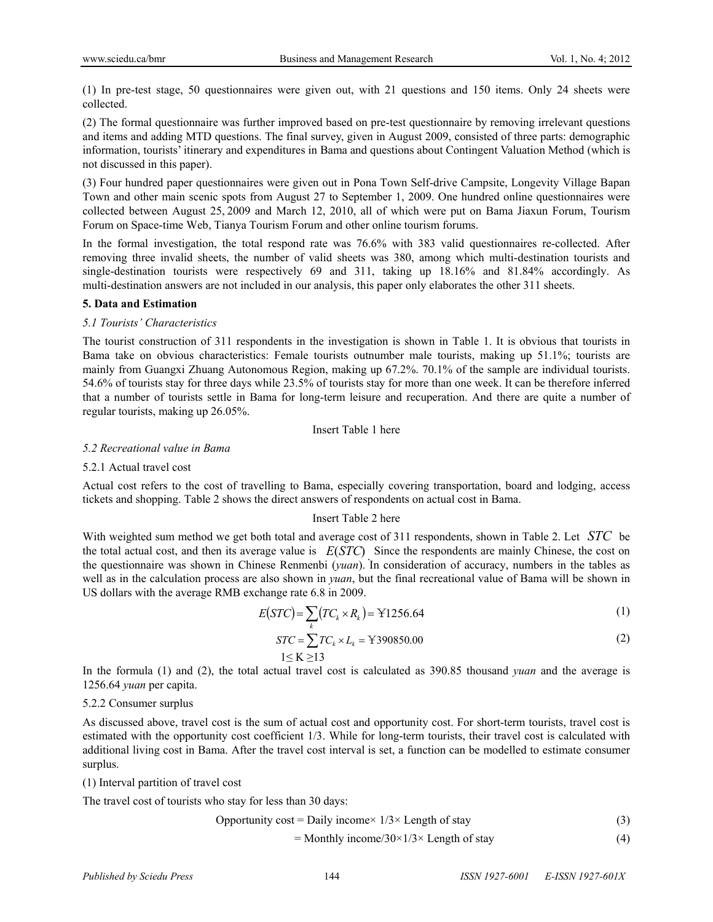(1) In pre-test stage, 50 questionnaires were given out, with 21 questions and 150 items. Only 24 sheets were collected.

(2) The formal questionnaire was further improved based on pre-test questionnaire by removing irrelevant questions and items and adding MTD questions. The final survey, given in August 2009, consisted of three parts: demographic information, tourists' itinerary and expenditures in Bama and questions about Contingent Valuation Method (which is not discussed in this paper).

(3) Four hundred paper questionnaires were given out in Pona Town Self-drive Campsite, Longevity Village Bapan Town and other main scenic spots from August 27 to September 1, 2009. One hundred online questionnaires were collected between August 25, 2009 and March 12, 2010, all of which were put on Bama Jiaxun Forum, Tourism Forum on Space-time Web, Tianya Tourism Forum and other online tourism forums.

In the formal investigation, the total respond rate was 76.6% with 383 valid questionnaires re-collected. After removing three invalid sheets, the number of valid sheets was 380, among which multi-destination tourists and single-destination tourists were respectively 69 and 311, taking up 18.16% and 81.84% accordingly. As multi-destination answers are not included in our analysis, this paper only elaborates the other 311 sheets.

## 5. Data and Estimation

### *5.1 Tourists' Characteristics*

The tourist construction of 311 respondents in the investigation is shown in Table 1. It is obvious that tourists in Bama take on obvious characteristics: Female tourists outnumber male tourists, making up 51.1%; tourists are mainly from Guangxi Zhuang Autonomous Region, making up 67.2%. 70.1% of the sample are individual tourists. 54.6% of tourists stay for three days while 23.5% of tourists stay for more than one week. It can be therefore inferred that a number of tourists settle in Bama for long-term leisure and recuperation. And there are quite a number of regular tourists, making up 26.05%.

Insert Table 1 here

### *5.2 Recreational value in Bama*

#### 5.2.1 Actual travel cost

Actual cost refers to the cost of travelling to Bama, especially covering transportation, board and lodging, access tickets and shopping. Table 2 shows the direct answers of respondents on actual cost in Bama.

Insert Table 2 here

With weighted sum method we get both total and average cost of 311 respondents, shown in Table 2. Let $STC$ be the total actual cost, and then its average value is $E(STC)$. Since the respondents are mainly Chinese, the cost on the questionnaire was shown in Chinese Renmenbi (*yuan*). In consideration of accuracy, numbers in the tables as well as in the calculation process are also shown in *yuan*, but the final recreational value of Bama will be shown in US dollars with the average RMB exchange rate 6.8 in 2009.

$$E(STC) = \sum_{k}(TC_k \times R_k) = ¥1256.64 \tag{1}$$

$$STC = \sum TC_k \times L_k = ¥390850.00 \tag{2}$$

$$1 \leq K \geq 13$$

In the formula (1) and (2), the total actual travel cost is calculated as 390.85 thousand *yuan* and the average is 1256.64 *yuan* per capita.

#### 5.2.2 Consumer surplus

As discussed above, travel cost is the sum of actual cost and opportunity cost. For short-term tourists, travel cost is estimated with the opportunity cost coefficient 1/3. While for long-term tourists, their travel cost is calculated with additional living cost in Bama. After the travel cost interval is set, a function can be modelled to estimate consumer surplus.

(1) Interval partition of travel cost

The travel cost of tourists who stay for less than 30 days:

$$\text{Opportunity cost} = \text{Daily income} \times 1/3 \times \text{Length of stay} \tag{3}$$

$$= \text{Monthly income}/30 \times 1/3 \times \text{Length of stay} \tag{4}$$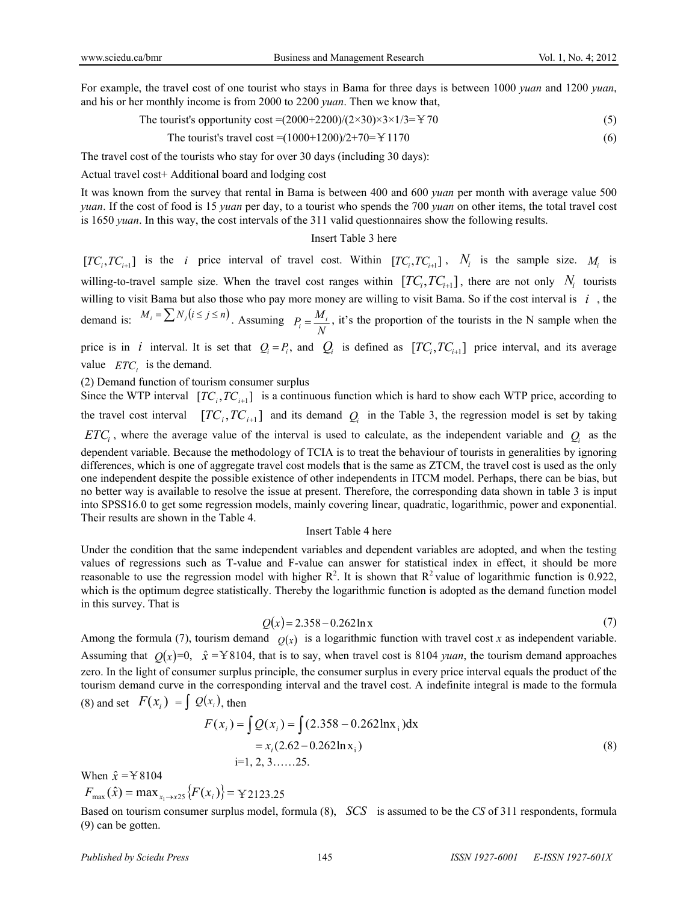For example, the travel cost of one tourist who stays in Bama for three days is between 1000 *yuan* and 1200 *yuan*, and his or her monthly income is from 2000 to 2200 *yuan*. Then we know that,

$$\text{The tourist's opportunity cost} = (2000+2200)/(2\times30)\times3\times1/3 = ￥70 \tag{5}$$

$$\text{The tourist's travel cost} = (1000+1200)/2+70 = ￥1170 \tag{6}$$

The travel cost of the tourists who stay for over 30 days (including 30 days):

Actual travel cost+ Additional board and lodging cost

It was known from the survey that rental in Bama is between 400 and 600 *yuan* per month with average value 500 *yuan*. If the cost of food is 15 *yuan* per day, to a tourist who spends the 700 *yuan* on other items, the total travel cost is 1650 *yuan*. In this way, the cost intervals of the 311 valid questionnaires show the following results.

Insert Table 3 here

$[TC_i, TC_{i+1}]$ is the $i$ price interval of travel cost. Within $[TC_i, TC_{i+1}]$, $N_i$ is the sample size. $M_i$ is willing-to-travel sample size. When the travel cost ranges within $[TC_i, TC_{i+1}]$, there are not only $N_i$ tourists willing to visit Bama but also those who pay more money are willing to visit Bama. So if the cost interval is $i$, the demand is: $M_i = \sum N_j (i \le j \le n)$. Assuming $P_i = \frac{M_i}{N}$, it's the proportion of the tourists in the N sample when the price is in $i$ interval. It is set that $Q_i = P_i$, and $Q_i$ is defined as $[TC_i, TC_{i+1}]$ price interval, and its average value $ETC_i$ is the demand.

(2) Demand function of tourism consumer surplus

Since the WTP interval $[TC_i, TC_{i+1}]$ is a continuous function which is hard to show each WTP price, according to the travel cost interval $[TC_i, TC_{i+1}]$ and its demand $Q_i$ in the Table 3, the regression model is set by taking $ETC_i$, where the average value of the interval is used to calculate, as the independent variable and $Q_i$ as the dependent variable. Because the methodology of TCIA is to treat the behaviour of tourists in generalities by ignoring differences, which is one of aggregate travel cost models that is the same as ZTCM, the travel cost is used as the only one independent despite the possible existence of other independents in ITCM model. Perhaps, there can be bias, but no better way is available to resolve the issue at present. Therefore, the corresponding data shown in table 3 is input into SPSS16.0 to get some regression models, mainly covering linear, quadratic, logarithmic, power and exponential. Their results are shown in the Table 4.

Insert Table 4 here

Under the condition that the same independent variables and dependent variables are adopted, and when the testing values of regressions such as T-value and F-value can answer for statistical index in effect, it should be more reasonable to use the regression model with higher $R^2$. It is shown that $R^2$ value of logarithmic function is 0.922, which is the optimum degree statistically. Thereby the logarithmic function is adopted as the demand function model in this survey. That is

$$Q(x) = 2.358 - 0.262\ln x \tag{7}$$

Among the formula (7), tourism demand $Q(x)$ is a logarithmic function with travel cost $x$ as independent variable. Assuming that $Q(x)$=0, $\hat{x}$ =￥8104, that is to say, when travel cost is 8104 *yuan*, the tourism demand approaches zero. In the light of consumer surplus principle, the consumer surplus in every price interval equals the product of the tourism demand curve in the corresponding interval and the travel cost. A indefinite integral is made to the formula (8) and set $F(x_i) = \int Q(x_i)$, then

$$
\begin{aligned}
F(x_i) &= \int Q(x_i) = \int (2.358 - 0.262\ln x_i)dx \\
&= x_i(2.62 - 0.262\ln x_i) \\
& \quad i=1, 2, 3……25.
\end{aligned}
\tag{8}
$$

When $\hat{x}$ =￥8104

$F_{\max}(\hat{x}) = \max_{x_1 \to x_{25}} \{F(x_i)\} =$ ￥2123.25

Based on tourism consumer surplus model, formula (8), $SCS$ is assumed to be the $CS$ of 311 respondents, formula (9) can be gotten.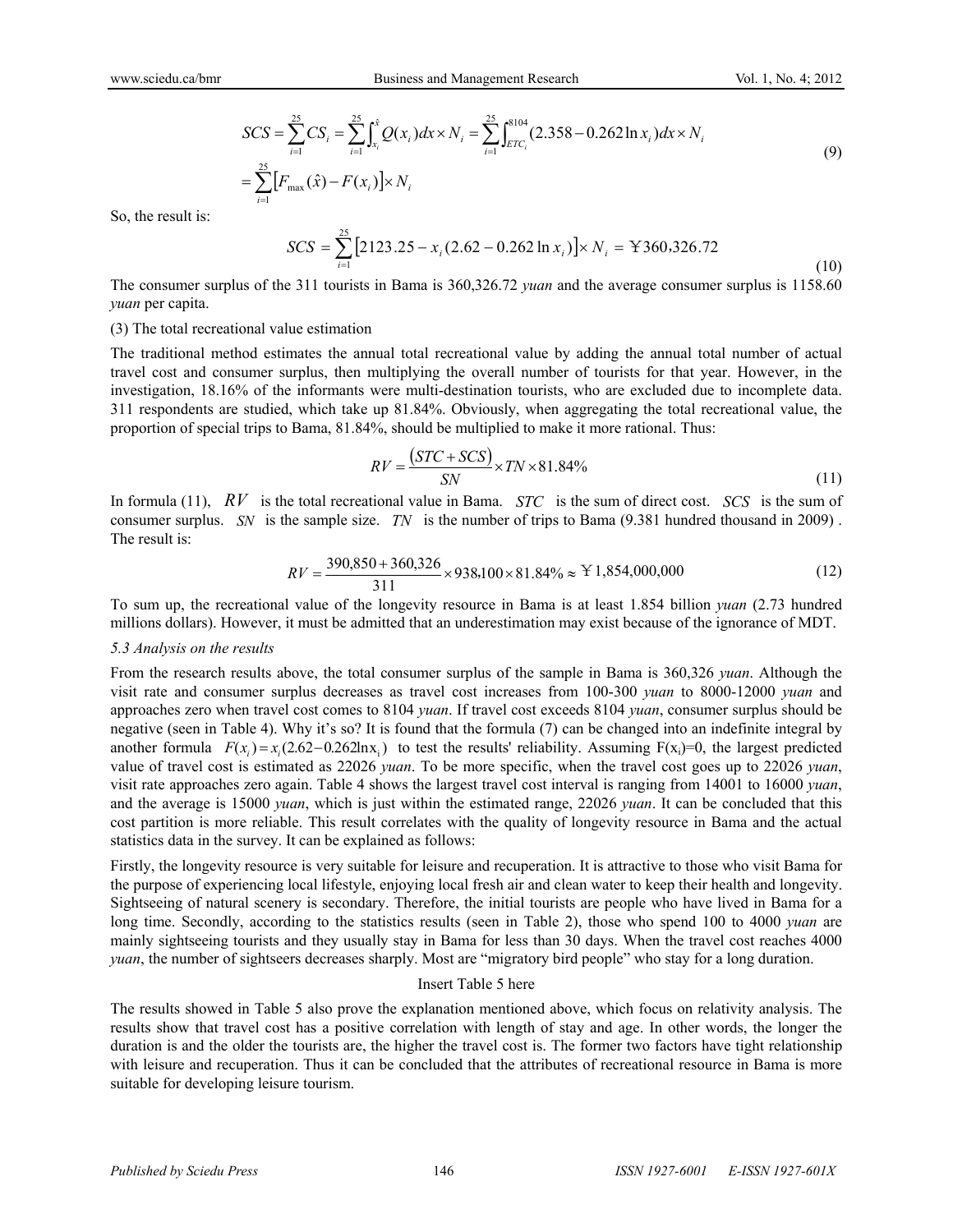$$SCS = \sum_{i=1}^{25} CS_i = \sum_{i=1}^{25} \int_{x_i}^{\hat{x}} Q(x_i)dx \times N_i = \sum_{i=1}^{25} \int_{ETC_i}^{8104} (2.358 - 0.262\ln x_i)dx \times N_i$$
$$= \sum_{i=1}^{25} \left[F_{\max}(\hat{x}) - F(x_i)\right] \times N_i \tag{9}$$

So, the result is:

$$SCS = \sum_{i=1}^{25} \left[2123.25 - x_i(2.62 - 0.262\ln x_i)\right] \times N_i = ¥360{,}326.72 \tag{10}$$

The consumer surplus of the 311 tourists in Bama is 360,326.72 *yuan* and the average consumer surplus is 1158.60 *yuan* per capita.

(3) The total recreational value estimation

The traditional method estimates the annual total recreational value by adding the annual total number of actual travel cost and consumer surplus, then multiplying the overall number of tourists for that year. However, in the investigation, 18.16% of the informants were multi-destination tourists, who are excluded due to incomplete data. 311 respondents are studied, which take up 81.84%. Obviously, when aggregating the total recreational value, the proportion of special trips to Bama, 81.84%, should be multiplied to make it more rational. Thus:

$$RV = \frac{(STC + SCS)}{SN} \times TN \times 81.84\% \tag{11}$$

In formula (11), $RV$ is the total recreational value in Bama. $STC$ is the sum of direct cost. $SCS$ is the sum of consumer surplus. $SN$ is the sample size. $TN$ is the number of trips to Bama (9.381 hundred thousand in 2009). The result is:

$$RV = \frac{390{,}850 + 360{,}326}{311} \times 938{,}100 \times 81.84\% \approx ¥1{,}854{,}000{,}000 \tag{12}$$

To sum up, the recreational value of the longevity resource in Bama is at least 1.854 billion *yuan* (2.73 hundred millions dollars). However, it must be admitted that an underestimation may exist because of the ignorance of MDT.

### *5.3 Analysis on the results*

From the research results above, the total consumer surplus of the sample in Bama is 360,326 *yuan*. Although the visit rate and consumer surplus decreases as travel cost increases from 100-300 *yuan* to 8000-12000 *yuan* and approaches zero when travel cost comes to 8104 *yuan*. If travel cost exceeds 8104 *yuan*, consumer surplus should be negative (seen in Table 4). Why it's so? It is found that the formula (7) can be changed into an indefinite integral by another formula $F(x_i) = x_i(2.62 - 0.262\ln x_i)$ to test the results' reliability. Assuming $F(x_i)=0$, the largest predicted value of travel cost is estimated as 22026 *yuan*. To be more specific, when the travel cost goes up to 22026 *yuan*, visit rate approaches zero again. Table 4 shows the largest travel cost interval is ranging from 14001 to 16000 *yuan*, and the average is 15000 *yuan*, which is just within the estimated range, 22026 *yuan*. It can be concluded that this cost partition is more reliable. This result correlates with the quality of longevity resource in Bama and the actual statistics data in the survey. It can be explained as follows:

Firstly, the longevity resource is very suitable for leisure and recuperation. It is attractive to those who visit Bama for the purpose of experiencing local lifestyle, enjoying local fresh air and clean water to keep their health and longevity. Sightseeing of natural scenery is secondary. Therefore, the initial tourists are people who have lived in Bama for a long time. Secondly, according to the statistics results (seen in Table 2), those who spend 100 to 4000 *yuan* are mainly sightseeing tourists and they usually stay in Bama for less than 30 days. When the travel cost reaches 4000 *yuan*, the number of sightseers decreases sharply. Most are "migratory bird people" who stay for a long duration.

Insert Table 5 here

The results showed in Table 5 also prove the explanation mentioned above, which focus on relativity analysis. The results show that travel cost has a positive correlation with length of stay and age. In other words, the longer the duration is and the older the tourists are, the higher the travel cost is. The former two factors have tight relationship with leisure and recuperation. Thus it can be concluded that the attributes of recreational resource in Bama is more suitable for developing leisure tourism.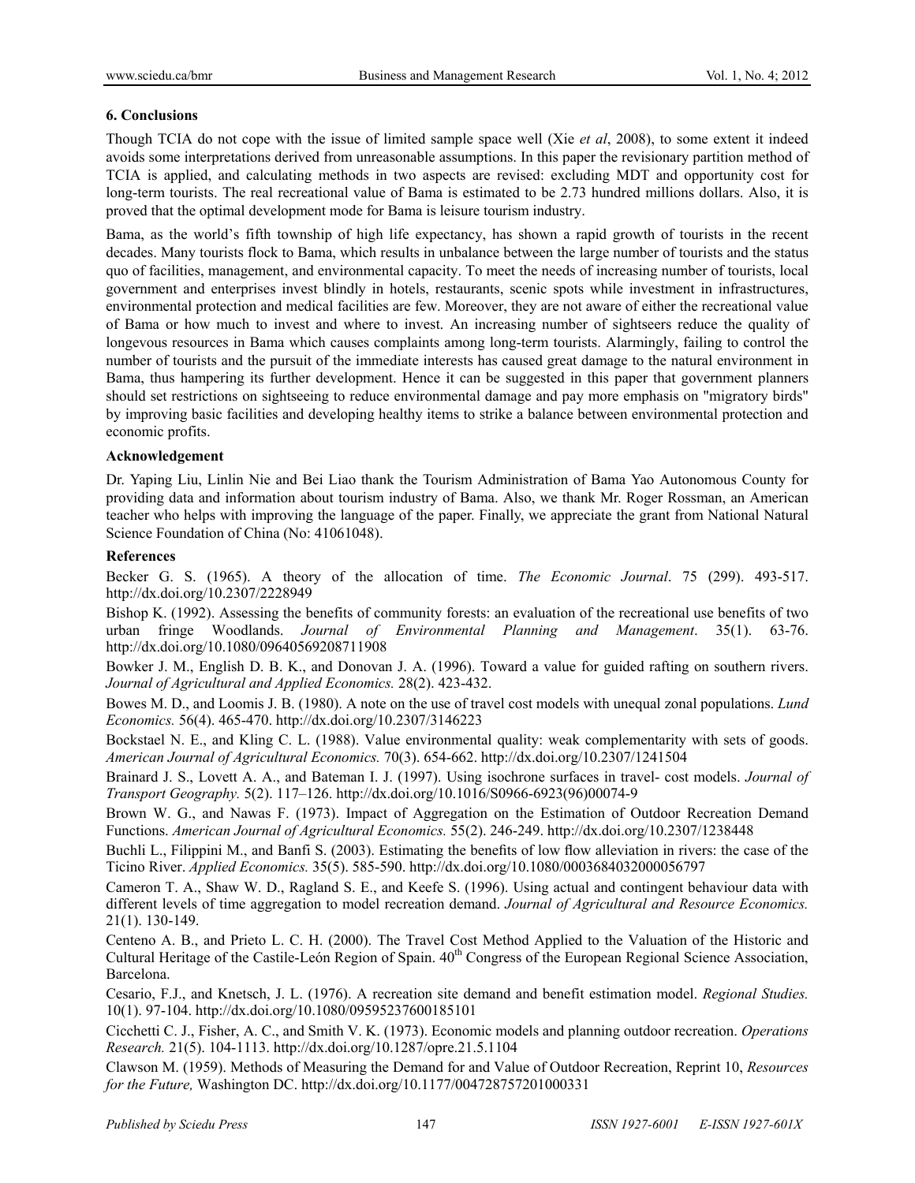## 6. Conclusions

Though TCIA do not cope with the issue of limited sample space well (Xie *et al*, 2008), to some extent it indeed avoids some interpretations derived from unreasonable assumptions. In this paper the revisionary partition method of TCIA is applied, and calculating methods in two aspects are revised: excluding MDT and opportunity cost for long-term tourists. The real recreational value of Bama is estimated to be 2.73 hundred millions dollars. Also, it is proved that the optimal development mode for Bama is leisure tourism industry.

Bama, as the world's fifth township of high life expectancy, has shown a rapid growth of tourists in the recent decades. Many tourists flock to Bama, which results in unbalance between the large number of tourists and the status quo of facilities, management, and environmental capacity. To meet the needs of increasing number of tourists, local government and enterprises invest blindly in hotels, restaurants, scenic spots while investment in infrastructures, environmental protection and medical facilities are few. Moreover, they are not aware of either the recreational value of Bama or how much to invest and where to invest. An increasing number of sightseers reduce the quality of longevous resources in Bama which causes complaints among long-term tourists. Alarmingly, failing to control the number of tourists and the pursuit of the immediate interests has caused great damage to the natural environment in Bama, thus hampering its further development. Hence it can be suggested in this paper that government planners should set restrictions on sightseeing to reduce environmental damage and pay more emphasis on "migratory birds" by improving basic facilities and developing healthy items to strike a balance between environmental protection and economic profits.

**Acknowledgement**

Dr. Yaping Liu, Linlin Nie and Bei Liao thank the Tourism Administration of Bama Yao Autonomous County for providing data and information about tourism industry of Bama. Also, we thank Mr. Roger Rossman, an American teacher who helps with improving the language of the paper. Finally, we appreciate the grant from National Natural Science Foundation of China (No: 41061048).

**References**

Becker G. S. (1965). A theory of the allocation of time. *The Economic Journal*. 75 (299). 493-517. http://dx.doi.org/10.2307/2228949

Bishop K. (1992). Assessing the benefits of community forests: an evaluation of the recreational use benefits of two urban fringe Woodlands. *Journal of Environmental Planning and Management*. 35(1). 63-76. http://dx.doi.org/10.1080/09640569208711908

Bowker J. M., English D. B. K., and Donovan J. A. (1996). Toward a value for guided rafting on southern rivers. *Journal of Agricultural and Applied Economics.* 28(2). 423-432.

Bowes M. D., and Loomis J. B. (1980). A note on the use of travel cost models with unequal zonal populations. *Lund Economics.* 56(4). 465-470. http://dx.doi.org/10.2307/3146223

Bockstael N. E., and Kling C. L. (1988). Value environmental quality: weak complementarity with sets of goods. *American Journal of Agricultural Economics.* 70(3). 654-662. http://dx.doi.org/10.2307/1241504

Brainard J. S., Lovett A. A., and Bateman I. J. (1997). Using isochrone surfaces in travel- cost models. *Journal of Transport Geography.* 5(2). 117–126. http://dx.doi.org/10.1016/S0966-6923(96)00074-9

Brown W. G., and Nawas F. (1973). Impact of Aggregation on the Estimation of Outdoor Recreation Demand Functions. *American Journal of Agricultural Economics.* 55(2). 246-249. http://dx.doi.org/10.2307/1238448

Buchli L., Filippini M., and Banfi S. (2003). Estimating the benefits of low flow alleviation in rivers: the case of the Ticino River. *Applied Economics.* 35(5). 585-590. http://dx.doi.org/10.1080/0003684032000056797

Cameron T. A., Shaw W. D., Ragland S. E., and Keefe S. (1996). Using actual and contingent behaviour data with different levels of time aggregation to model recreation demand. *Journal of Agricultural and Resource Economics.* 21(1). 130-149.

Centeno A. B., and Prieto L. C. H. (2000). The Travel Cost Method Applied to the Valuation of the Historic and Cultural Heritage of the Castile-León Region of Spain. 40th Congress of the European Regional Science Association, Barcelona.

Cesario, F.J., and Knetsch, J. L. (1976). A recreation site demand and benefit estimation model. *Regional Studies.* 10(1). 97-104. http://dx.doi.org/10.1080/09595237600185101

Cicchetti C. J., Fisher, A. C., and Smith V. K. (1973). Economic models and planning outdoor recreation. *Operations Research.* 21(5). 104-1113. http://dx.doi.org/10.1287/opre.21.5.1104

Clawson M. (1959). Methods of Measuring the Demand for and Value of Outdoor Recreation, Reprint 10, *Resources for the Future,* Washington DC. http://dx.doi.org/10.1177/004728757201000331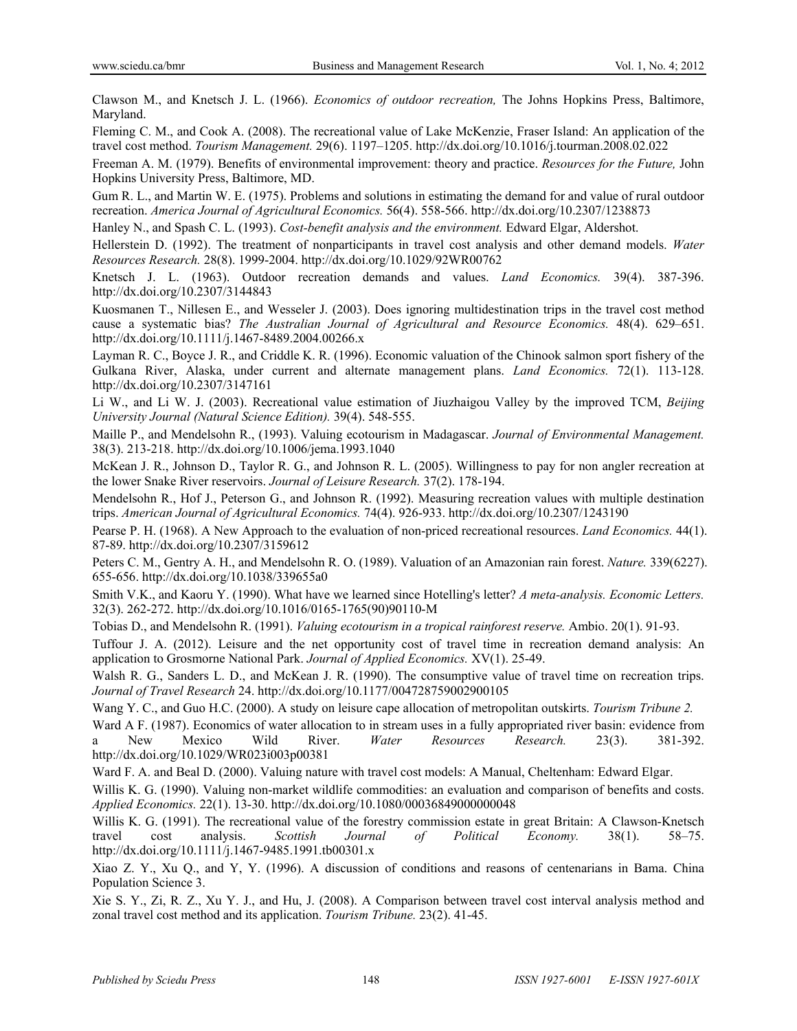Clawson M., and Knetsch J. L. (1966). *Economics of outdoor recreation,* The Johns Hopkins Press, Baltimore, Maryland.

Fleming C. M., and Cook A. (2008). The recreational value of Lake McKenzie, Fraser Island: An application of the travel cost method. *Tourism Management.* 29(6). 1197–1205. http://dx.doi.org/10.1016/j.tourman.2008.02.022

Freeman A. M. (1979). Benefits of environmental improvement: theory and practice. *Resources for the Future,* John Hopkins University Press, Baltimore, MD.

Gum R. L., and Martin W. E. (1975). Problems and solutions in estimating the demand for and value of rural outdoor recreation. *America Journal of Agricultural Economics.* 56(4). 558-566. http://dx.doi.org/10.2307/1238873

Hanley N., and Spash C. L. (1993). *Cost-benefit analysis and the environment.* Edward Elgar, Aldershot.

Hellerstein D. (1992). The treatment of nonparticipants in travel cost analysis and other demand models. *Water Resources Research.* 28(8). 1999-2004. http://dx.doi.org/10.1029/92WR00762

Knetsch J. L. (1963). Outdoor recreation demands and values. *Land Economics.* 39(4). 387-396. http://dx.doi.org/10.2307/3144843

Kuosmanen T., Nillesen E., and Wesseler J. (2003). Does ignoring multidestination trips in the travel cost method cause a systematic bias? *The Australian Journal of Agricultural and Resource Economics.* 48(4). 629–651. http://dx.doi.org/10.1111/j.1467-8489.2004.00266.x

Layman R. C., Boyce J. R., and Criddle K. R. (1996). Economic valuation of the Chinook salmon sport fishery of the Gulkana River, Alaska, under current and alternate management plans. *Land Economics.* 72(1). 113-128. http://dx.doi.org/10.2307/3147161

Li W., and Li W. J. (2003). Recreational value estimation of Jiuzhaigou Valley by the improved TCM, *Beijing University Journal (Natural Science Edition).* 39(4). 548-555.

Maille P., and Mendelsohn R., (1993). Valuing ecotourism in Madagascar. *Journal of Environmental Management.* 38(3). 213-218. http://dx.doi.org/10.1006/jema.1993.1040

McKean J. R., Johnson D., Taylor R. G., and Johnson R. L. (2005). Willingness to pay for non angler recreation at the lower Snake River reservoirs. *Journal of Leisure Research.* 37(2). 178-194.

Mendelsohn R., Hof J., Peterson G., and Johnson R. (1992). Measuring recreation values with multiple destination trips. *American Journal of Agricultural Economics.* 74(4). 926-933. http://dx.doi.org/10.2307/1243190

Pearse P. H. (1968). A New Approach to the evaluation of non-priced recreational resources. *Land Economics.* 44(1). 87-89. http://dx.doi.org/10.2307/3159612

Peters C. M., Gentry A. H., and Mendelsohn R. O. (1989). Valuation of an Amazonian rain forest. *Nature.* 339(6227). 655-656. http://dx.doi.org/10.1038/339655a0

Smith V.K., and Kaoru Y. (1990). What have we learned since Hotelling's letter? *A meta-analysis. Economic Letters.* 32(3). 262-272. http://dx.doi.org/10.1016/0165-1765(90)90110-M

Tobias D., and Mendelsohn R. (1991). *Valuing ecotourism in a tropical rainforest reserve.* Ambio. 20(1). 91-93.

Tuffour J. A. (2012). Leisure and the net opportunity cost of travel time in recreation demand analysis: An application to Grosmorne National Park. *Journal of Applied Economics.* XV(1). 25-49.

Walsh R. G., Sanders L. D., and McKean J. R. (1990). The consumptive value of travel time on recreation trips. *Journal of Travel Research* 24. http://dx.doi.org/10.1177/004728759002900105

Wang Y. C., and Guo H.C. (2000). A study on leisure cape allocation of metropolitan outskirts. *Tourism Tribune 2.*

Ward A F. (1987). Economics of water allocation to in stream uses in a fully appropriated river basin: evidence from a New Mexico Wild River. *Water Resources Research.* 23(3). 381-392. http://dx.doi.org/10.1029/WR023i003p00381

Ward F. A. and Beal D. (2000). Valuing nature with travel cost models: A Manual, Cheltenham: Edward Elgar.

Willis K. G. (1990). Valuing non-market wildlife commodities: an evaluation and comparison of benefits and costs. *Applied Economics.* 22(1). 13-30. http://dx.doi.org/10.1080/00036849000000048

Willis K. G. (1991). The recreational value of the forestry commission estate in great Britain: A Clawson-Knetsch travel cost analysis. *Scottish Journal of Political Economy.* 38(1). 58–75. http://dx.doi.org/10.1111/j.1467-9485.1991.tb00301.x

Xiao Z. Y., Xu Q., and Y, Y. (1996). A discussion of conditions and reasons of centenarians in Bama. China Population Science 3.

Xie S. Y., Zi, R. Z., Xu Y. J., and Hu, J. (2008). A Comparison between travel cost interval analysis method and zonal travel cost method and its application. *Tourism Tribune.* 23(2). 41-45.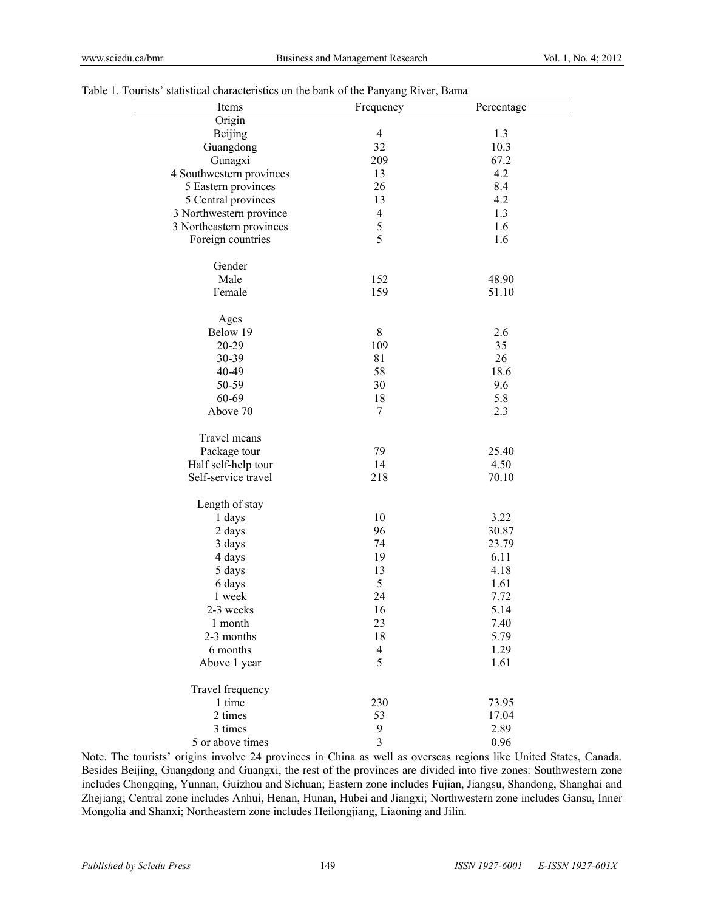Table 1. Tourists' statistical characteristics on the bank of the Panyang River, Bama

| Items | Frequency | Percentage |
|---|---|---|
| Origin | | |
| Beijing | 4 | 1.3 |
| Guangdong | 32 | 10.3 |
| Gunagxi | 209 | 67.2 |
| 4 Southwestern provinces | 13 | 4.2 |
| 5 Eastern provinces | 26 | 8.4 |
| 5 Central provinces | 13 | 4.2 |
| 3 Northwestern province | 4 | 1.3 |
| 3 Northeastern provinces | 5 | 1.6 |
| Foreign countries | 5 | 1.6 |
| | | |
| Gender | | |
| Male | 152 | 48.90 |
| Female | 159 | 51.10 |
| | | |
| Ages | | |
| Below 19 | 8 | 2.6 |
| 20-29 | 109 | 35 |
| 30-39 | 81 | 26 |
| 40-49 | 58 | 18.6 |
| 50-59 | 30 | 9.6 |
| 60-69 | 18 | 5.8 |
| Above 70 | 7 | 2.3 |
| | | |
| Travel means | | |
| Package tour | 79 | 25.40 |
| Half self-help tour | 14 | 4.50 |
| Self-service travel | 218 | 70.10 |
| | | |
| Length of stay | | |
| 1 days | 10 | 3.22 |
| 2 days | 96 | 30.87 |
| 3 days | 74 | 23.79 |
| 4 days | 19 | 6.11 |
| 5 days | 13 | 4.18 |
| 6 days | 5 | 1.61 |
| 1 week | 24 | 7.72 |
| 2-3 weeks | 16 | 5.14 |
| 1 month | 23 | 7.40 |
| 2-3 months | 18 | 5.79 |
| 6 months | 4 | 1.29 |
| Above 1 year | 5 | 1.61 |
| | | |
| Travel frequency | | |
| 1 time | 230 | 73.95 |
| 2 times | 53 | 17.04 |
| 3 times | 9 | 2.89 |
| 5 or above times | 3 | 0.96 |

Note. The tourists' origins involve 24 provinces in China as well as overseas regions like United States, Canada. Besides Beijing, Guangdong and Guangxi, the rest of the provinces are divided into five zones: Southwestern zone includes Chongqing, Yunnan, Guizhou and Sichuan; Eastern zone includes Fujian, Jiangsu, Shandong, Shanghai and Zhejiang; Central zone includes Anhui, Henan, Hunan, Hubei and Jiangxi; Northwestern zone includes Gansu, Inner Mongolia and Shanxi; Northeastern zone includes Heilongjiang, Liaoning and Jilin.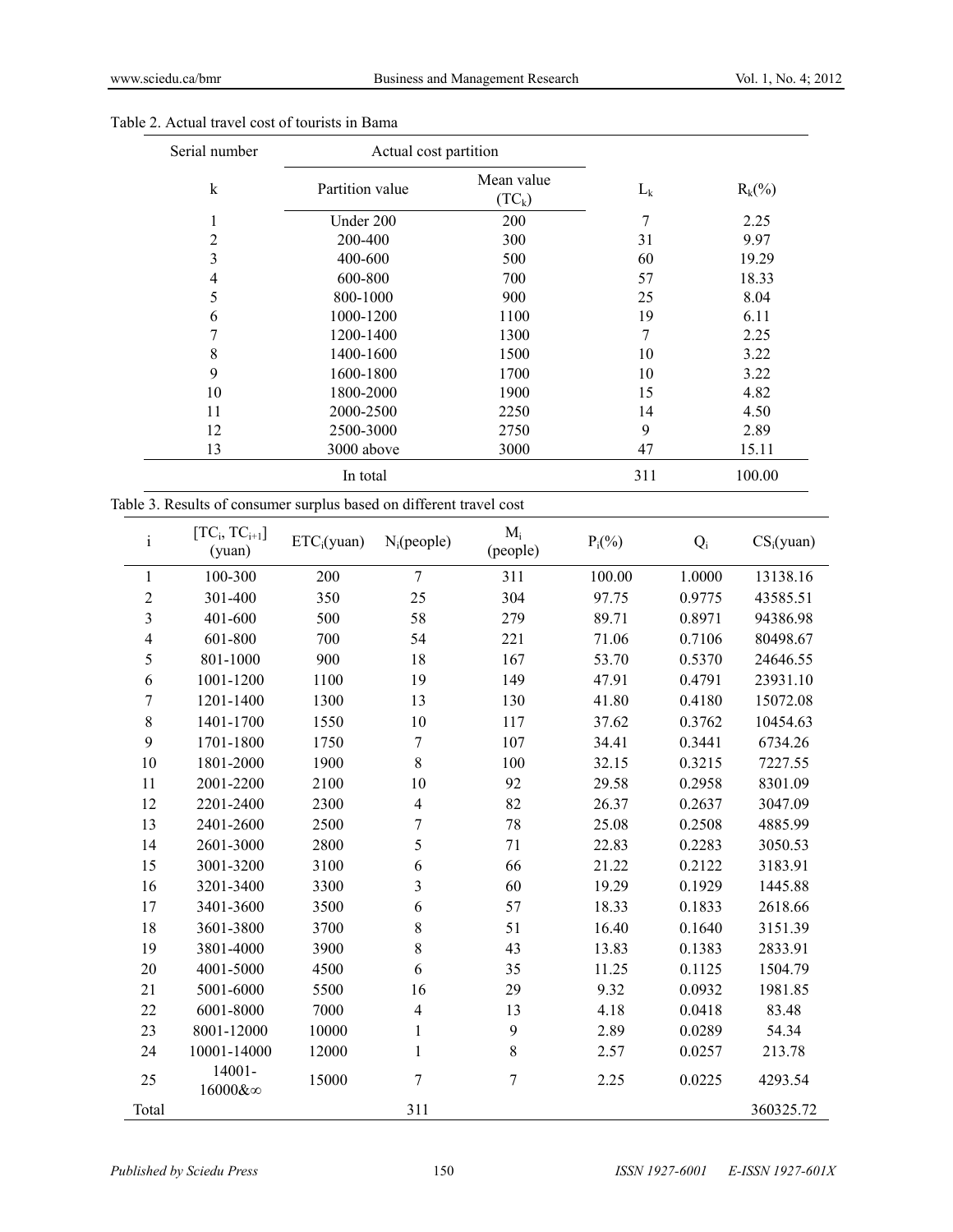Table 2. Actual travel cost of tourists in Bama

| Serial number | Actual cost partition | | | |
|---|---|---|---|---|
| k | Partition value | Mean value ($TC_k$) | $L_k$ | $R_k$(%) |
| 1 | Under 200 | 200 | 7 | 2.25 |
| 2 | 200-400 | 300 | 31 | 9.97 |
| 3 | 400-600 | 500 | 60 | 19.29 |
| 4 | 600-800 | 700 | 57 | 18.33 |
| 5 | 800-1000 | 900 | 25 | 8.04 |
| 6 | 1000-1200 | 1100 | 19 | 6.11 |
| 7 | 1200-1400 | 1300 | 7 | 2.25 |
| 8 | 1400-1600 | 1500 | 10 | 3.22 |
| 9 | 1600-1800 | 1700 | 10 | 3.22 |
| 10 | 1800-2000 | 1900 | 15 | 4.82 |
| 11 | 2000-2500 | 2250 | 14 | 4.50 |
| 12 | 2500-3000 | 2750 | 9 | 2.89 |
| 13 | 3000 above | 3000 | 47 | 15.11 |
| | In total | | 311 | 100.00 |

Table 3. Results of consumer surplus based on different travel cost

| i | [$TC_i$, $TC_{i+1}$] (yuan) | $ETC_i$(yuan) | $N_i$(people) | $M_i$ (people) | $P_i$(%) | $Q_i$ | $CS_i$(yuan) |
|---|---|---|---|---|---|---|---|
| 1 | 100-300 | 200 | 7 | 311 | 100.00 | 1.0000 | 13138.16 |
| 2 | 301-400 | 350 | 25 | 304 | 97.75 | 0.9775 | 43585.51 |
| 3 | 401-600 | 500 | 58 | 279 | 89.71 | 0.8971 | 94386.98 |
| 4 | 601-800 | 700 | 54 | 221 | 71.06 | 0.7106 | 80498.67 |
| 5 | 801-1000 | 900 | 18 | 167 | 53.70 | 0.5370 | 24646.55 |
| 6 | 1001-1200 | 1100 | 19 | 149 | 47.91 | 0.4791 | 23931.10 |
| 7 | 1201-1400 | 1300 | 13 | 130 | 41.80 | 0.4180 | 15072.08 |
| 8 | 1401-1700 | 1550 | 10 | 117 | 37.62 | 0.3762 | 10454.63 |
| 9 | 1701-1800 | 1750 | 7 | 107 | 34.41 | 0.3441 | 6734.26 |
| 10 | 1801-2000 | 1900 | 8 | 100 | 32.15 | 0.3215 | 7227.55 |
| 11 | 2001-2200 | 2100 | 10 | 92 | 29.58 | 0.2958 | 8301.09 |
| 12 | 2201-2400 | 2300 | 4 | 82 | 26.37 | 0.2637 | 3047.09 |
| 13 | 2401-2600 | 2500 | 7 | 78 | 25.08 | 0.2508 | 4885.99 |
| 14 | 2601-3000 | 2800 | 5 | 71 | 22.83 | 0.2283 | 3050.53 |
| 15 | 3001-3200 | 3100 | 6 | 66 | 21.22 | 0.2122 | 3183.91 |
| 16 | 3201-3400 | 3300 | 3 | 60 | 19.29 | 0.1929 | 1445.88 |
| 17 | 3401-3600 | 3500 | 6 | 57 | 18.33 | 0.1833 | 2618.66 |
| 18 | 3601-3800 | 3700 | 8 | 51 | 16.40 | 0.1640 | 3151.39 |
| 19 | 3801-4000 | 3900 | 8 | 43 | 13.83 | 0.1383 | 2833.91 |
| 20 | 4001-5000 | 4500 | 6 | 35 | 11.25 | 0.1125 | 1504.79 |
| 21 | 5001-6000 | 5500 | 16 | 29 | 9.32 | 0.0932 | 1981.85 |
| 22 | 6001-8000 | 7000 | 4 | 13 | 4.18 | 0.0418 | 83.48 |
| 23 | 8001-12000 | 10000 | 1 | 9 | 2.89 | 0.0289 | 54.34 |
| 24 | 10001-14000 | 12000 | 1 | 8 | 2.57 | 0.0257 | 213.78 |
| 25 | 14001-16000&∞ | 15000 | 7 | 7 | 2.25 | 0.0225 | 4293.54 |
| Total | | | 311 | | | | 360325.72 |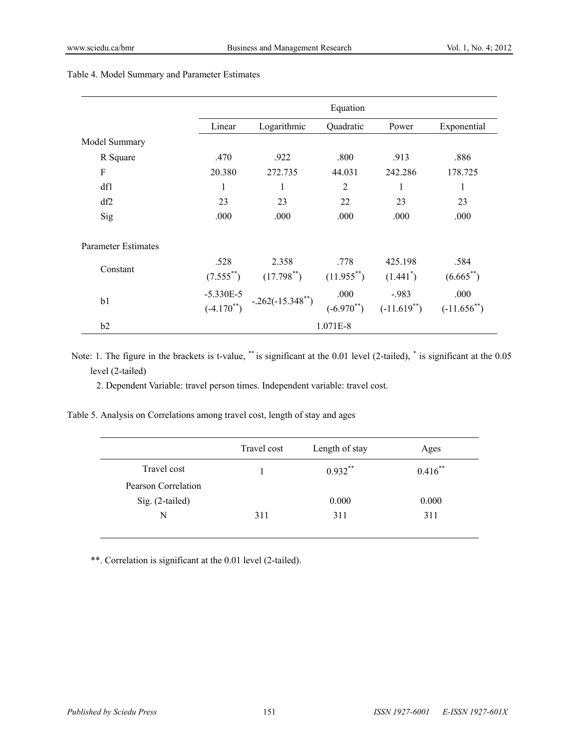Table 4. Model Summary and Parameter Estimates

| | Equation | | | | |
|---|---|---|---|---|---|
| | Linear | Logarithmic | Quadratic | Power | Exponential |
| Model Summary | | | | | |
| R Square | .470 | .922 | .800 | .913 | .886 |
| F | 20.380 | 272.735 | 44.031 | 242.286 | 178.725 |
| df1 | 1 | 1 | 2 | 1 | 1 |
| df2 | 23 | 23 | 22 | 23 | 23 |
| Sig | .000 | .000 | .000 | .000 | .000 |
| Parameter Estimates | | | | | |
| Constant | .528 (7.555**) | 2.358 (17.798**) | .778 (11.955**) | 425.198 (1.441*) | .584 (6.665**) |
| b1 | -5.330E-5 (-4.170**) | -.262(-15.348**) | .000 (-6.970**) | -.983 (-11.619**) | .000 (-11.656**) |
| b2 | | | 1.071E-8 | | |

Note: 1. The figure in the brackets is t-value, ** is significant at the 0.01 level (2-tailed), * is significant at the 0.05 level (2-tailed)

2. Dependent Variable: travel person times. Independent variable: travel cost.

Table 5. Analysis on Correlations among travel cost, length of stay and ages

| | Travel cost | Length of stay | Ages |
|---|---|---|---|
| Travel cost Pearson Correlation | 1 | 0.932** | 0.416** |
| Sig. (2-tailed) | | 0.000 | 0.000 |
| N | 311 | 311 | 311 |

**. Correlation is significant at the 0.01 level (2-tailed).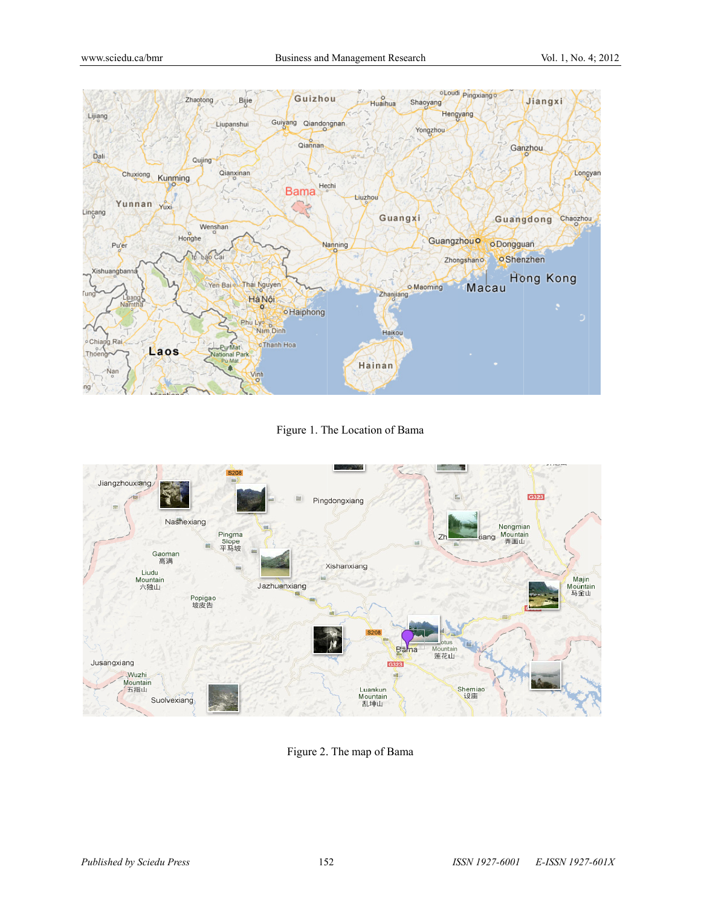Figure 1. The Location of Bama

Figure 2. The map of Bama